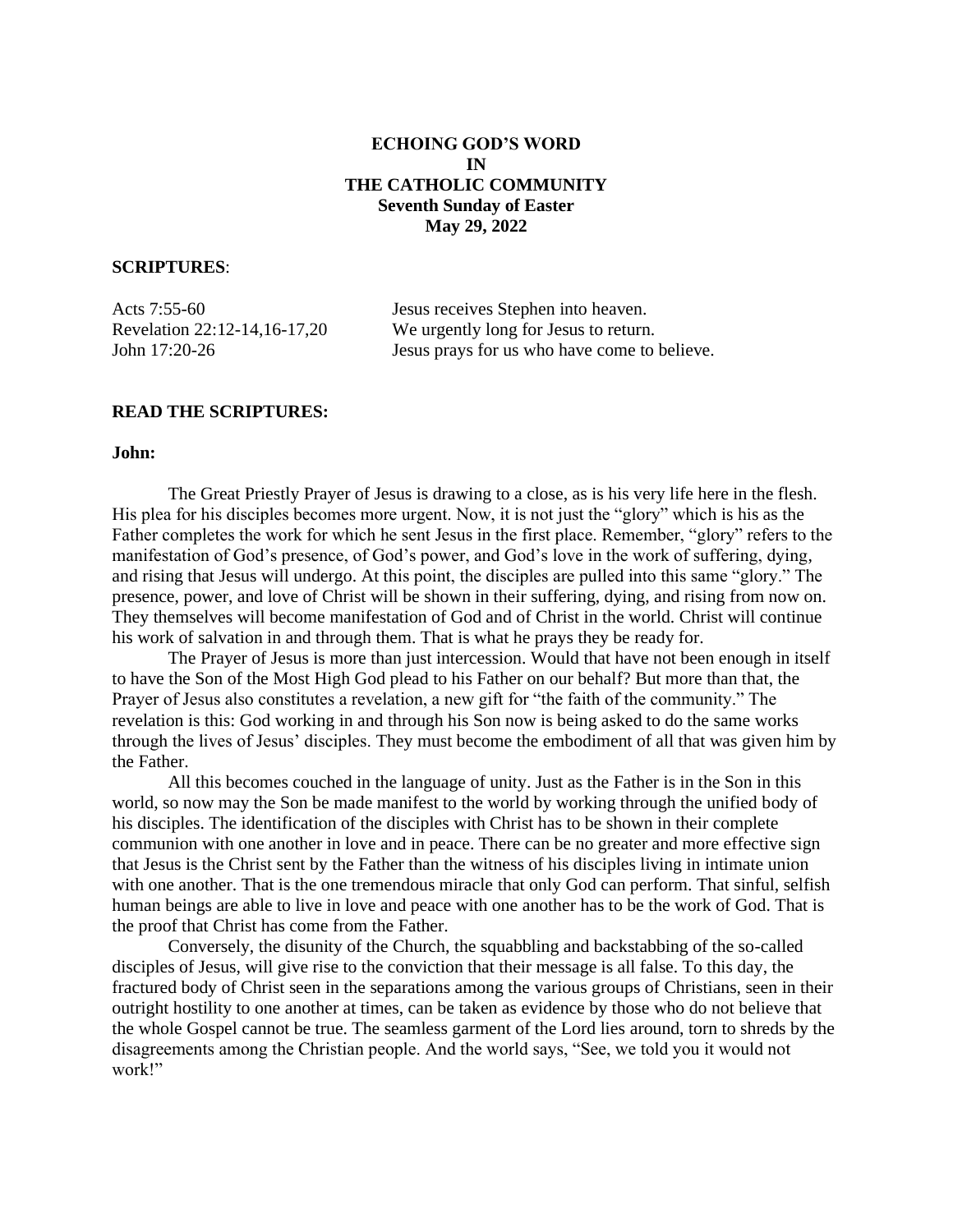# ECHOING GOD'S WORD IN THE CATHOLIC COMMUNITY

**Seventh Sunday of Easter**
**May 29, 2022**

**SCRIPTURES**:

| | |
|---|---|
| Acts 7:55-60 | Jesus receives Stephen into heaven. |
| Revelation 22:12-14,16-17,20 | We urgently long for Jesus to return. |
| John 17:20-26 | Jesus prays for us who have come to believe. |

**READ THE SCRIPTURES:**

**John:**

The Great Priestly Prayer of Jesus is drawing to a close, as is his very life here in the flesh. His plea for his disciples becomes more urgent. Now, it is not just the "glory" which is his as the Father completes the work for which he sent Jesus in the first place. Remember, "glory" refers to the manifestation of God's presence, of God's power, and God's love in the work of suffering, dying, and rising that Jesus will undergo. At this point, the disciples are pulled into this same "glory." The presence, power, and love of Christ will be shown in their suffering, dying, and rising from now on. They themselves will become manifestation of God and of Christ in the world. Christ will continue his work of salvation in and through them. That is what he prays they be ready for.

The Prayer of Jesus is more than just intercession. Would that have not been enough in itself to have the Son of the Most High God plead to his Father on our behalf? But more than that, the Prayer of Jesus also constitutes a revelation, a new gift for "the faith of the community." The revelation is this: God working in and through his Son now is being asked to do the same works through the lives of Jesus' disciples. They must become the embodiment of all that was given him by the Father.

All this becomes couched in the language of unity. Just as the Father is in the Son in this world, so now may the Son be made manifest to the world by working through the unified body of his disciples. The identification of the disciples with Christ has to be shown in their complete communion with one another in love and in peace. There can be no greater and more effective sign that Jesus is the Christ sent by the Father than the witness of his disciples living in intimate union with one another. That is the one tremendous miracle that only God can perform. That sinful, selfish human beings are able to live in love and peace with one another has to be the work of God. That is the proof that Christ has come from the Father.

Conversely, the disunity of the Church, the squabbling and backstabbing of the so-called disciples of Jesus, will give rise to the conviction that their message is all false. To this day, the fractured body of Christ seen in the separations among the various groups of Christians, seen in their outright hostility to one another at times, can be taken as evidence by those who do not believe that the whole Gospel cannot be true. The seamless garment of the Lord lies around, torn to shreds by the disagreements among the Christian people. And the world says, "See, we told you it would not work!"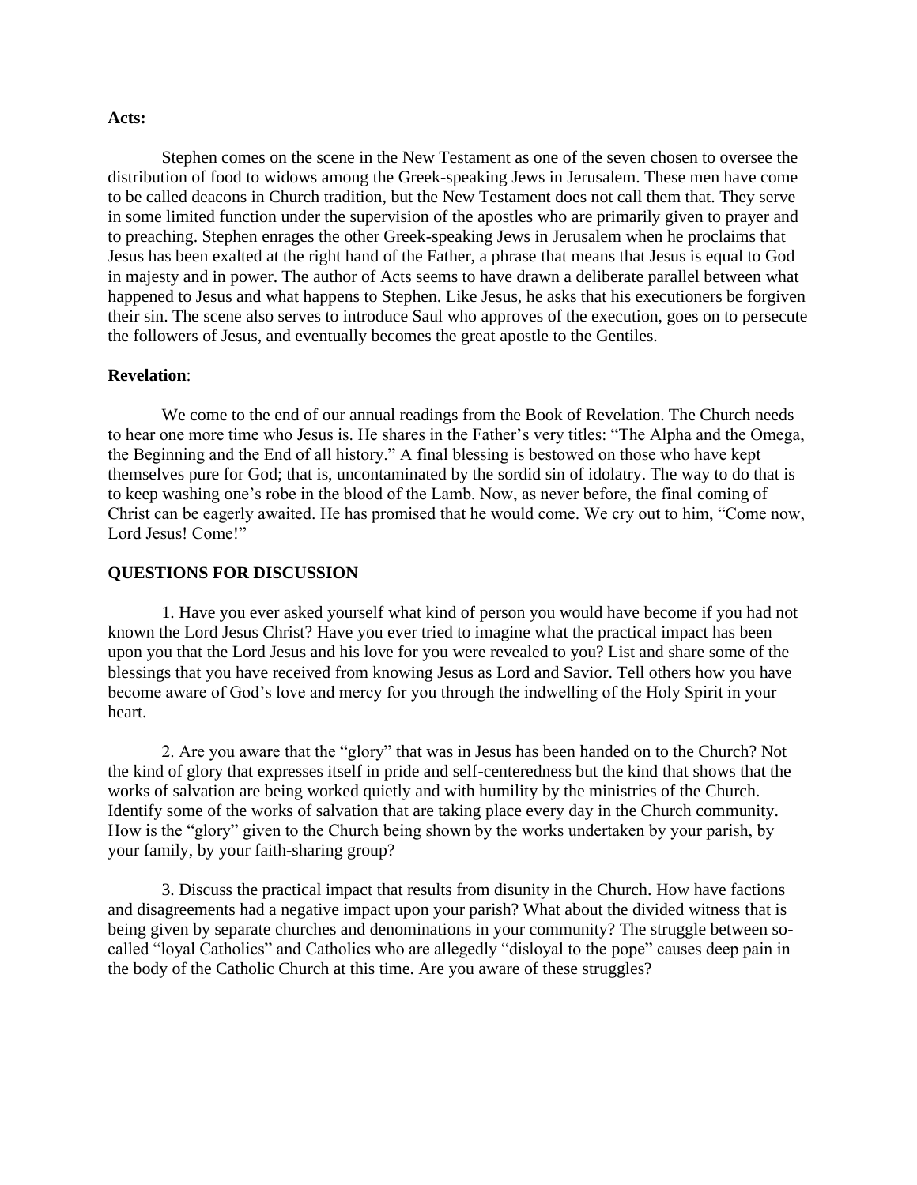**Acts:**

Stephen comes on the scene in the New Testament as one of the seven chosen to oversee the distribution of food to widows among the Greek-speaking Jews in Jerusalem. These men have come to be called deacons in Church tradition, but the New Testament does not call them that. They serve in some limited function under the supervision of the apostles who are primarily given to prayer and to preaching. Stephen enrages the other Greek-speaking Jews in Jerusalem when he proclaims that Jesus has been exalted at the right hand of the Father, a phrase that means that Jesus is equal to God in majesty and in power. The author of Acts seems to have drawn a deliberate parallel between what happened to Jesus and what happens to Stephen. Like Jesus, he asks that his executioners be forgiven their sin. The scene also serves to introduce Saul who approves of the execution, goes on to persecute the followers of Jesus, and eventually becomes the great apostle to the Gentiles.

**Revelation**:

We come to the end of our annual readings from the Book of Revelation. The Church needs to hear one more time who Jesus is. He shares in the Father's very titles: "The Alpha and the Omega, the Beginning and the End of all history." A final blessing is bestowed on those who have kept themselves pure for God; that is, uncontaminated by the sordid sin of idolatry. The way to do that is to keep washing one's robe in the blood of the Lamb. Now, as never before, the final coming of Christ can be eagerly awaited. He has promised that he would come. We cry out to him, "Come now, Lord Jesus! Come!"

**QUESTIONS FOR DISCUSSION**

1. Have you ever asked yourself what kind of person you would have become if you had not known the Lord Jesus Christ? Have you ever tried to imagine what the practical impact has been upon you that the Lord Jesus and his love for you were revealed to you? List and share some of the blessings that you have received from knowing Jesus as Lord and Savior. Tell others how you have become aware of God's love and mercy for you through the indwelling of the Holy Spirit in your heart.

2. Are you aware that the "glory" that was in Jesus has been handed on to the Church? Not the kind of glory that expresses itself in pride and self-centeredness but the kind that shows that the works of salvation are being worked quietly and with humility by the ministries of the Church. Identify some of the works of salvation that are taking place every day in the Church community. How is the "glory" given to the Church being shown by the works undertaken by your parish, by your family, by your faith-sharing group?

3. Discuss the practical impact that results from disunity in the Church. How have factions and disagreements had a negative impact upon your parish? What about the divided witness that is being given by separate churches and denominations in your community? The struggle between so-called "loyal Catholics" and Catholics who are allegedly "disloyal to the pope" causes deep pain in the body of the Catholic Church at this time. Are you aware of these struggles?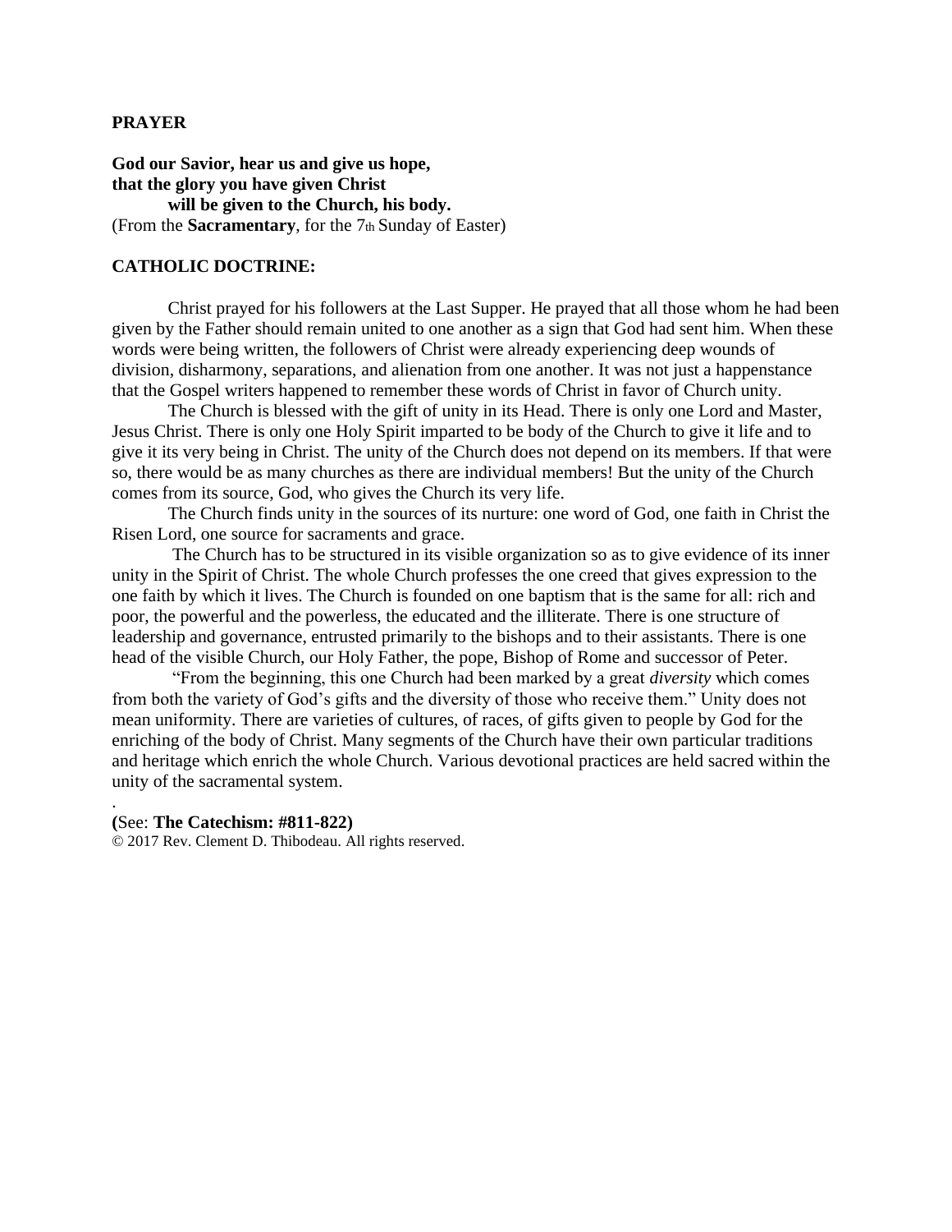**PRAYER**

**God our Savior, hear us and give us hope,**
**that the glory you have given Christ**
**will be given to the Church, his body.**
(From the **Sacramentary**, for the 7th Sunday of Easter)

**CATHOLIC DOCTRINE:**

Christ prayed for his followers at the Last Supper. He prayed that all those whom he had been given by the Father should remain united to one another as a sign that God had sent him. When these words were being written, the followers of Christ were already experiencing deep wounds of division, disharmony, separations, and alienation from one another. It was not just a happenstance that the Gospel writers happened to remember these words of Christ in favor of Church unity.

The Church is blessed with the gift of unity in its Head. There is only one Lord and Master, Jesus Christ. There is only one Holy Spirit imparted to be body of the Church to give it life and to give it its very being in Christ. The unity of the Church does not depend on its members. If that were so, there would be as many churches as there are individual members! But the unity of the Church comes from its source, God, who gives the Church its very life.

The Church finds unity in the sources of its nurture: one word of God, one faith in Christ the Risen Lord, one source for sacraments and grace.

The Church has to be structured in its visible organization so as to give evidence of its inner unity in the Spirit of Christ. The whole Church professes the one creed that gives expression to the one faith by which it lives. The Church is founded on one baptism that is the same for all: rich and poor, the powerful and the powerless, the educated and the illiterate. There is one structure of leadership and governance, entrusted primarily to the bishops and to their assistants. There is one head of the visible Church, our Holy Father, the pope, Bishop of Rome and successor of Peter.

"From the beginning, this one Church had been marked by a great *diversity* which comes from both the variety of God's gifts and the diversity of those who receive them." Unity does not mean uniformity. There are varieties of cultures, of races, of gifts given to people by God for the enriching of the body of Christ. Many segments of the Church have their own particular traditions and heritage which enrich the whole Church. Various devotional practices are held sacred within the unity of the sacramental system.

.

**(**See: **The Catechism: #811-822)**

© 2017 Rev. Clement D. Thibodeau. All rights reserved.